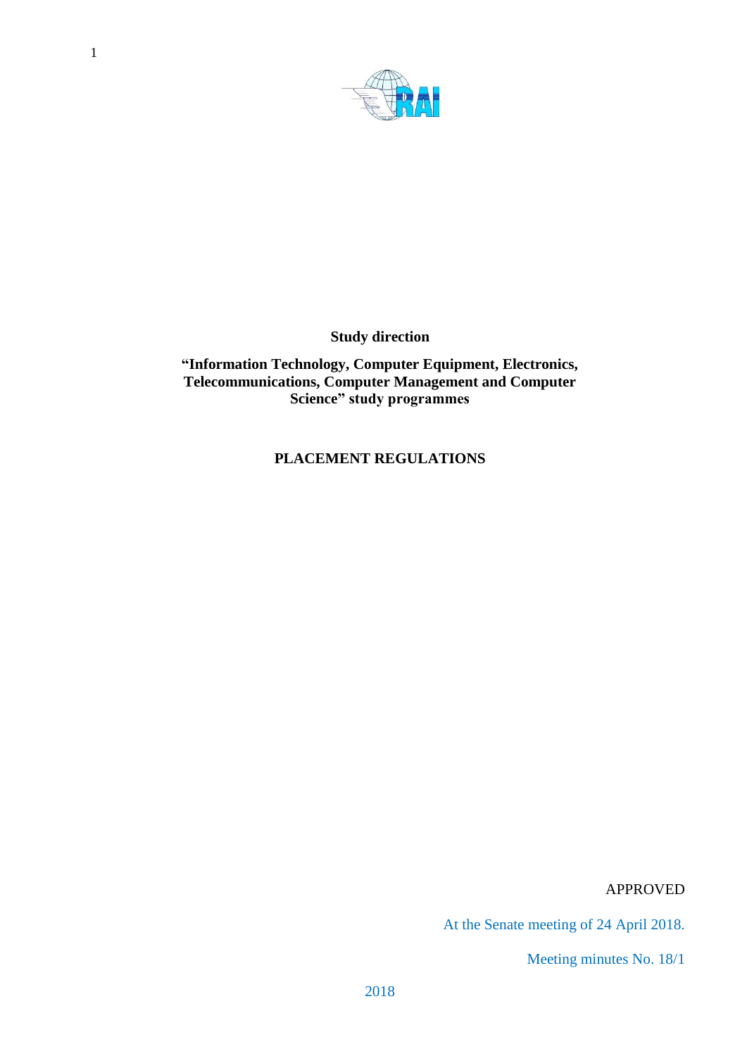**Study direction**

**"Information Technology, Computer Equipment, Electronics, Telecommunications, Computer Management and Computer Science" study programmes**

# PLACEMENT REGULATIONS

APPROVED

At the Senate meeting of 24 April 2018.

Meeting minutes No. 18/1

2018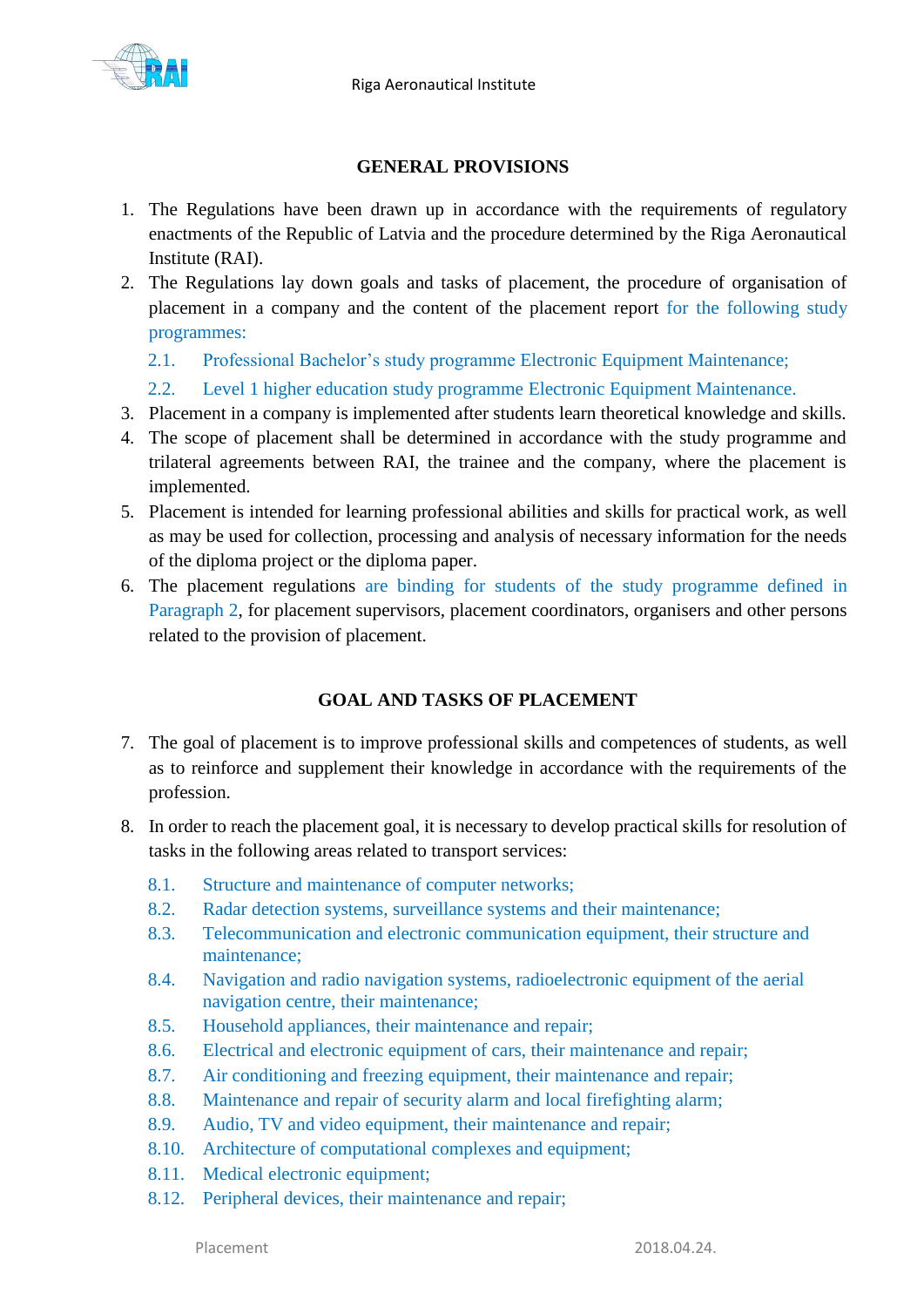## GENERAL PROVISIONS

1. The Regulations have been drawn up in accordance with the requirements of regulatory enactments of the Republic of Latvia and the procedure determined by the Riga Aeronautical Institute (RAI).
2. The Regulations lay down goals and tasks of placement, the procedure of organisation of placement in a company and the content of the placement report for the following study programmes:
   - 2.1. Professional Bachelor's study programme Electronic Equipment Maintenance;
   - 2.2. Level 1 higher education study programme Electronic Equipment Maintenance.
3. Placement in a company is implemented after students learn theoretical knowledge and skills.
4. The scope of placement shall be determined in accordance with the study programme and trilateral agreements between RAI, the trainee and the company, where the placement is implemented.
5. Placement is intended for learning professional abilities and skills for practical work, as well as may be used for collection, processing and analysis of necessary information for the needs of the diploma project or the diploma paper.
6. The placement regulations are binding for students of the study programme defined in Paragraph 2, for placement supervisors, placement coordinators, organisers and other persons related to the provision of placement.

## GOAL AND TASKS OF PLACEMENT

7. The goal of placement is to improve professional skills and competences of students, as well as to reinforce and supplement their knowledge in accordance with the requirements of the profession.
8. In order to reach the placement goal, it is necessary to develop practical skills for resolution of tasks in the following areas related to transport services:
   - 8.1. Structure and maintenance of computer networks;
   - 8.2. Radar detection systems, surveillance systems and their maintenance;
   - 8.3. Telecommunication and electronic communication equipment, their structure and maintenance;
   - 8.4. Navigation and radio navigation systems, radioelectronic equipment of the aerial navigation centre, their maintenance;
   - 8.5. Household appliances, their maintenance and repair;
   - 8.6. Electrical and electronic equipment of cars, their maintenance and repair;
   - 8.7. Air conditioning and freezing equipment, their maintenance and repair;
   - 8.8. Maintenance and repair of security alarm and local firefighting alarm;
   - 8.9. Audio, TV and video equipment, their maintenance and repair;
   - 8.10. Architecture of computational complexes and equipment;
   - 8.11. Medical electronic equipment;
   - 8.12. Peripheral devices, their maintenance and repair;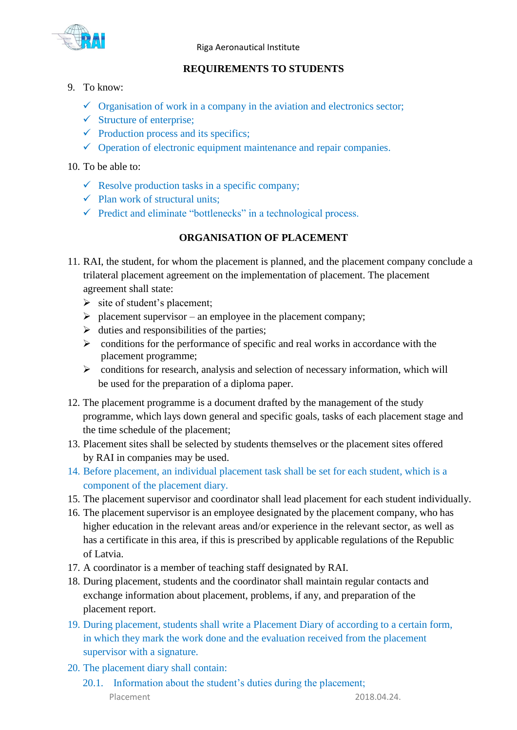## REQUIREMENTS TO STUDENTS

9. To know:
   - ✓ Organisation of work in a company in the aviation and electronics sector;
   - ✓ Structure of enterprise;
   - ✓ Production process and its specifics;
   - ✓ Operation of electronic equipment maintenance and repair companies.

10. To be able to:
    - ✓ Resolve production tasks in a specific company;
    - ✓ Plan work of structural units;
    - ✓ Predict and eliminate "bottlenecks" in a technological process.

## ORGANISATION OF PLACEMENT

11. RAI, the student, for whom the placement is planned, and the placement company conclude a trilateral placement agreement on the implementation of placement. The placement agreement shall state:
    - site of student's placement;
    - placement supervisor – an employee in the placement company;
    - duties and responsibilities of the parties;
    - conditions for the performance of specific and real works in accordance with the placement programme;
    - conditions for research, analysis and selection of necessary information, which will be used for the preparation of a diploma paper.
12. The placement programme is a document drafted by the management of the study programme, which lays down general and specific goals, tasks of each placement stage and the time schedule of the placement;
13. Placement sites shall be selected by students themselves or the placement sites offered by RAI in companies may be used.
14. Before placement, an individual placement task shall be set for each student, which is a component of the placement diary.
15. The placement supervisor and coordinator shall lead placement for each student individually.
16. The placement supervisor is an employee designated by the placement company, who has higher education in the relevant areas and/or experience in the relevant sector, as well as has a certificate in this area, if this is prescribed by applicable regulations of the Republic of Latvia.
17. A coordinator is a member of teaching staff designated by RAI.
18. During placement, students and the coordinator shall maintain regular contacts and exchange information about placement, problems, if any, and preparation of the placement report.
19. During placement, students shall write a Placement Diary of according to a certain form, in which they mark the work done and the evaluation received from the placement supervisor with a signature.
20. The placement diary shall contain:
    20.1. Information about the student's duties during the placement;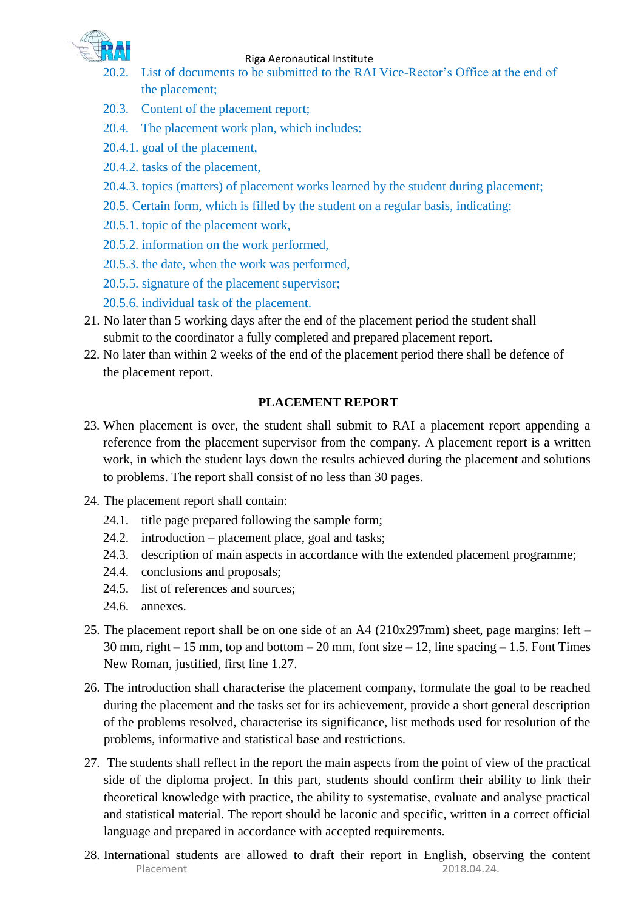20.2. List of documents to be submitted to the RAI Vice-Rector's Office at the end of the placement;

20.3. Content of the placement report;

20.4. The placement work plan, which includes:

20.4.1. goal of the placement,

20.4.2. tasks of the placement,

20.4.3. topics (matters) of placement works learned by the student during placement;

20.5. Certain form, which is filled by the student on a regular basis, indicating:

20.5.1. topic of the placement work,

20.5.2. information on the work performed,

20.5.3. the date, when the work was performed,

20.5.5. signature of the placement supervisor;

20.5.6. individual task of the placement.

21. No later than 5 working days after the end of the placement period the student shall submit to the coordinator a fully completed and prepared placement report.
22. No later than within 2 weeks of the end of the placement period there shall be defence of the placement report.

## PLACEMENT REPORT

23. When placement is over, the student shall submit to RAI a placement report appending a reference from the placement supervisor from the company. A placement report is a written work, in which the student lays down the results achieved during the placement and solutions to problems. The report shall consist of no less than 30 pages.
24. The placement report shall contain:

    24.1. title page prepared following the sample form;

    24.2. introduction – placement place, goal and tasks;

    24.3. description of main aspects in accordance with the extended placement programme;

    24.4. conclusions and proposals;

    24.5. list of references and sources;

    24.6. annexes.

25. The placement report shall be on one side of an A4 (210x297mm) sheet, page margins: left – 30 mm, right – 15 mm, top and bottom – 20 mm, font size – 12, line spacing – 1.5. Font Times New Roman, justified, first line 1.27.
26. The introduction shall characterise the placement company, formulate the goal to be reached during the placement and the tasks set for its achievement, provide a short general description of the problems resolved, characterise its significance, list methods used for resolution of the problems, informative and statistical base and restrictions.
27. The students shall reflect in the report the main aspects from the point of view of the practical side of the diploma project. In this part, students should confirm their ability to link their theoretical knowledge with practice, the ability to systematise, evaluate and analyse practical and statistical material. The report should be laconic and specific, written in a correct official language and prepared in accordance with accepted requirements.
28. International students are allowed to draft their report in English, observing the content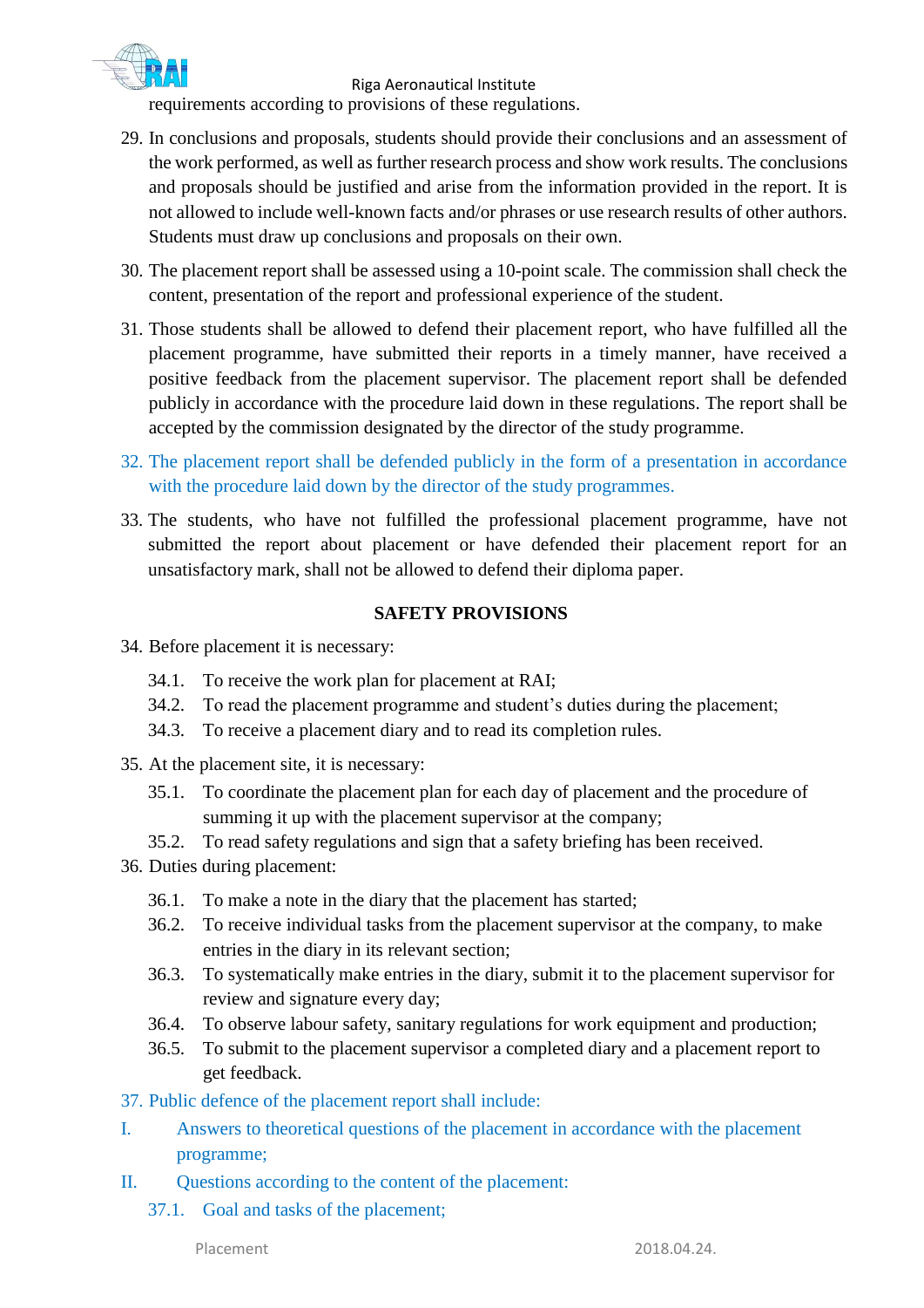requirements according to provisions of these regulations.

29. In conclusions and proposals, students should provide their conclusions and an assessment of the work performed, as well as further research process and show work results. The conclusions and proposals should be justified and arise from the information provided in the report. It is not allowed to include well-known facts and/or phrases or use research results of other authors. Students must draw up conclusions and proposals on their own.

30. The placement report shall be assessed using a 10-point scale. The commission shall check the content, presentation of the report and professional experience of the student.

31. Those students shall be allowed to defend their placement report, who have fulfilled all the placement programme, have submitted their reports in a timely manner, have received a positive feedback from the placement supervisor. The placement report shall be defended publicly in accordance with the procedure laid down in these regulations. The report shall be accepted by the commission designated by the director of the study programme.

32. The placement report shall be defended publicly in the form of a presentation in accordance with the procedure laid down by the director of the study programmes.

33. The students, who have not fulfilled the professional placement programme, have not submitted the report about placement or have defended their placement report for an unsatisfactory mark, shall not be allowed to defend their diploma paper.

## SAFETY PROVISIONS

34. Before placement it is necessary:
    - 34.1. To receive the work plan for placement at RAI;
    - 34.2. To read the placement programme and student's duties during the placement;
    - 34.3. To receive a placement diary and to read its completion rules.

35. At the placement site, it is necessary:
    - 35.1. To coordinate the placement plan for each day of placement and the procedure of summing it up with the placement supervisor at the company;
    - 35.2. To read safety regulations and sign that a safety briefing has been received.

36. Duties during placement:
    - 36.1. To make a note in the diary that the placement has started;
    - 36.2. To receive individual tasks from the placement supervisor at the company, to make entries in the diary in its relevant section;
    - 36.3. To systematically make entries in the diary, submit it to the placement supervisor for review and signature every day;
    - 36.4. To observe labour safety, sanitary regulations for work equipment and production;
    - 36.5. To submit to the placement supervisor a completed diary and a placement report to get feedback.

37. Public defence of the placement report shall include:

I. Answers to theoretical questions of the placement in accordance with the placement programme;

II. Questions according to the content of the placement:

- 37.1. Goal and tasks of the placement;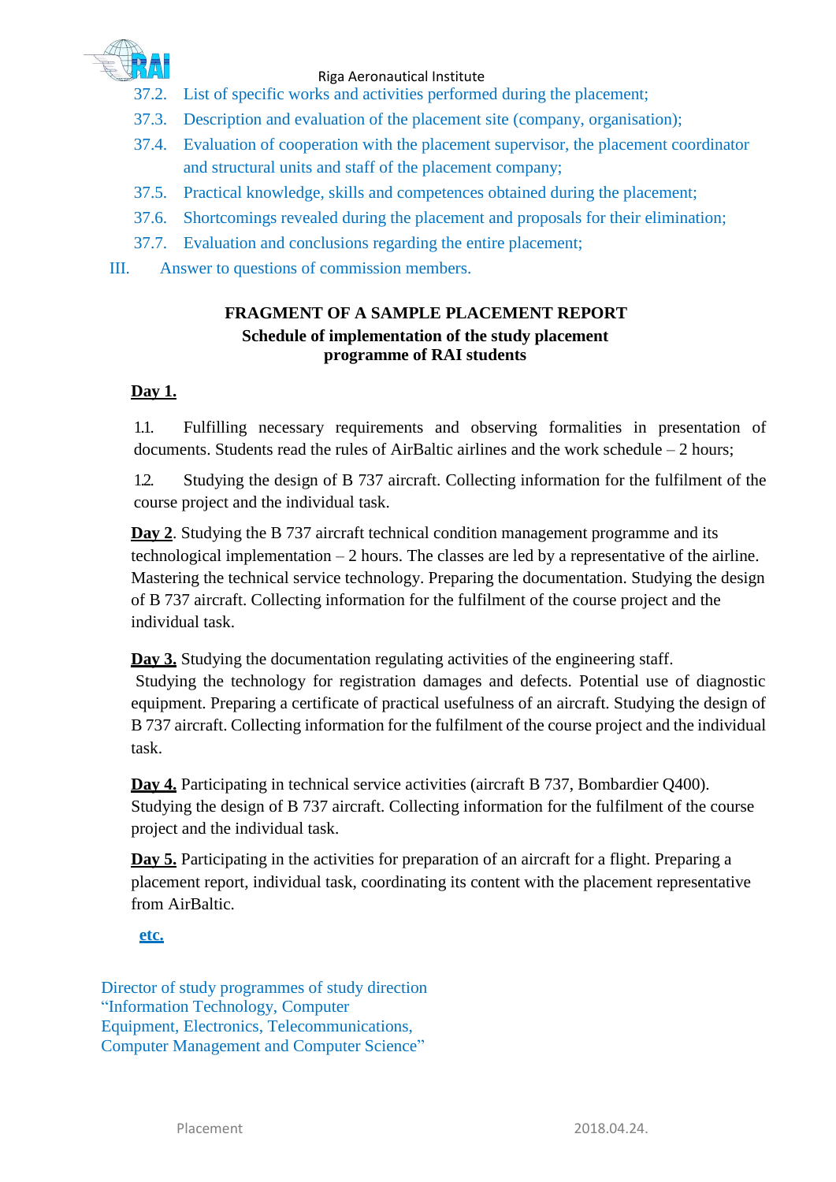37.2. List of specific works and activities performed during the placement;

37.3. Description and evaluation of the placement site (company, organisation);

37.4. Evaluation of cooperation with the placement supervisor, the placement coordinator and structural units and staff of the placement company;

37.5. Practical knowledge, skills and competences obtained during the placement;

37.6. Shortcomings revealed during the placement and proposals for their elimination;

37.7. Evaluation and conclusions regarding the entire placement;

III. Answer to questions of commission members.

**FRAGMENT OF A SAMPLE PLACEMENT REPORT**

**Schedule of implementation of the study placement programme of RAI students**

**Day 1.**

1.1. Fulfilling necessary requirements and observing formalities in presentation of documents. Students read the rules of AirBaltic airlines and the work schedule – 2 hours;

1.2. Studying the design of B 737 aircraft. Collecting information for the fulfilment of the course project and the individual task.

**Day 2**. Studying the B 737 aircraft technical condition management programme and its technological implementation – 2 hours. The classes are led by a representative of the airline. Mastering the technical service technology. Preparing the documentation. Studying the design of B 737 aircraft. Collecting information for the fulfilment of the course project and the individual task.

**Day 3.** Studying the documentation regulating activities of the engineering staff. Studying the technology for registration damages and defects. Potential use of diagnostic equipment. Preparing a certificate of practical usefulness of an aircraft. Studying the design of B 737 aircraft. Collecting information for the fulfilment of the course project and the individual task.

**Day 4.** Participating in technical service activities (aircraft B 737, Bombardier Q400). Studying the design of B 737 aircraft. Collecting information for the fulfilment of the course project and the individual task.

**Day 5.** Participating in the activities for preparation of an aircraft for a flight. Preparing a placement report, individual task, coordinating its content with the placement representative from AirBaltic.

**etc.**

Director of study programmes of study direction "Information Technology, Computer Equipment, Electronics, Telecommunications, Computer Management and Computer Science"